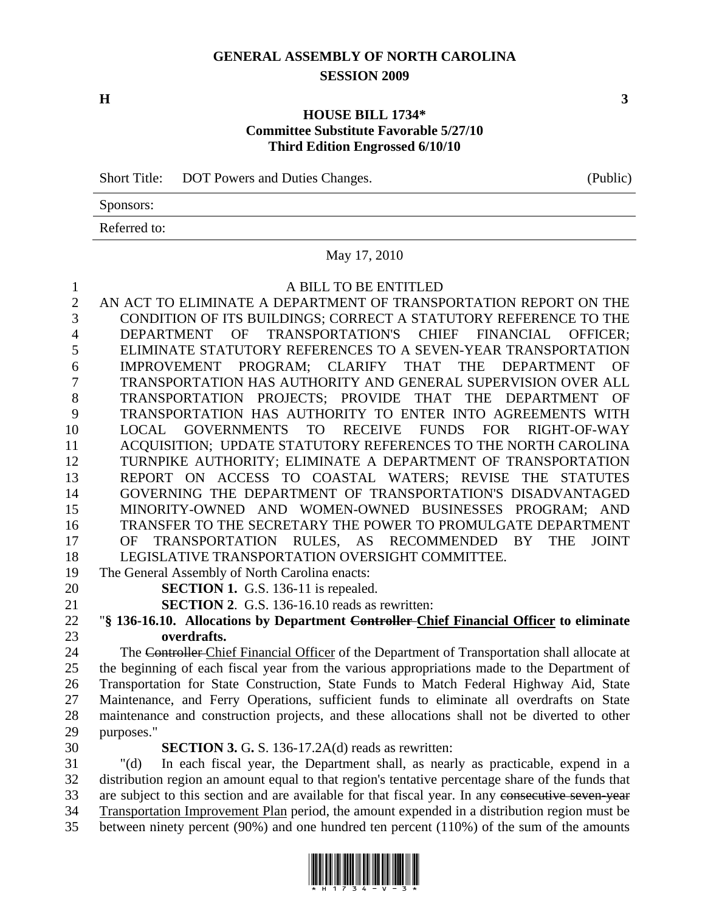# GENERAL ASSEMBLY OF NORTH CAROLINA
## SESSION 2009

**H** **3**

### HOUSE BILL 1734*
**Committee Substitute Favorable 5/27/10**
**Third Edition Engrossed 6/10/10**

Short Title: DOT Powers and Duties Changes. (Public)

Sponsors:

Referred to:

May 17, 2010

A BILL TO BE ENTITLED

AN ACT TO ELIMINATE A DEPARTMENT OF TRANSPORTATION REPORT ON THE CONDITION OF ITS BUILDINGS; CORRECT A STATUTORY REFERENCE TO THE DEPARTMENT OF TRANSPORTATION'S CHIEF FINANCIAL OFFICER; ELIMINATE STATUTORY REFERENCES TO A SEVEN-YEAR TRANSPORTATION IMPROVEMENT PROGRAM; CLARIFY THAT THE DEPARTMENT OF TRANSPORTATION HAS AUTHORITY AND GENERAL SUPERVISION OVER ALL TRANSPORTATION PROJECTS; PROVIDE THAT THE DEPARTMENT OF TRANSPORTATION HAS AUTHORITY TO ENTER INTO AGREEMENTS WITH LOCAL GOVERNMENTS TO RECEIVE FUNDS FOR RIGHT-OF-WAY ACQUISITION; UPDATE STATUTORY REFERENCES TO THE NORTH CAROLINA TURNPIKE AUTHORITY; ELIMINATE A DEPARTMENT OF TRANSPORTATION REPORT ON ACCESS TO COASTAL WATERS; REVISE THE STATUTES GOVERNING THE DEPARTMENT OF TRANSPORTATION'S DISADVANTAGED MINORITY-OWNED AND WOMEN-OWNED BUSINESSES PROGRAM; AND TRANSFER TO THE SECRETARY THE POWER TO PROMULGATE DEPARTMENT OF TRANSPORTATION RULES, AS RECOMMENDED BY THE JOINT LEGISLATIVE TRANSPORTATION OVERSIGHT COMMITTEE.

The General Assembly of North Carolina enacts:

**SECTION 1.** G.S. 136-11 is repealed.

**SECTION 2**. G.S. 136-16.10 reads as rewritten:

"**§ 136-16.10. Allocations by Department ~~Controller~~ Chief Financial Officer to eliminate overdrafts.**

The ~~Controller~~ Chief Financial Officer of the Department of Transportation shall allocate at the beginning of each fiscal year from the various appropriations made to the Department of Transportation for State Construction, State Funds to Match Federal Highway Aid, State Maintenance, and Ferry Operations, sufficient funds to eliminate all overdrafts on State maintenance and construction projects, and these allocations shall not be diverted to other purposes."

**SECTION 3.** G. S. 136-17.2A(d) reads as rewritten:

"(d) In each fiscal year, the Department shall, as nearly as practicable, expend in a distribution region an amount equal to that region's tentative percentage share of the funds that are subject to this section and are available for that fiscal year. In any ~~consecutive seven-year~~ Transportation Improvement Plan period, the amount expended in a distribution region must be between ninety percent (90%) and one hundred ten percent (110%) of the sum of the amounts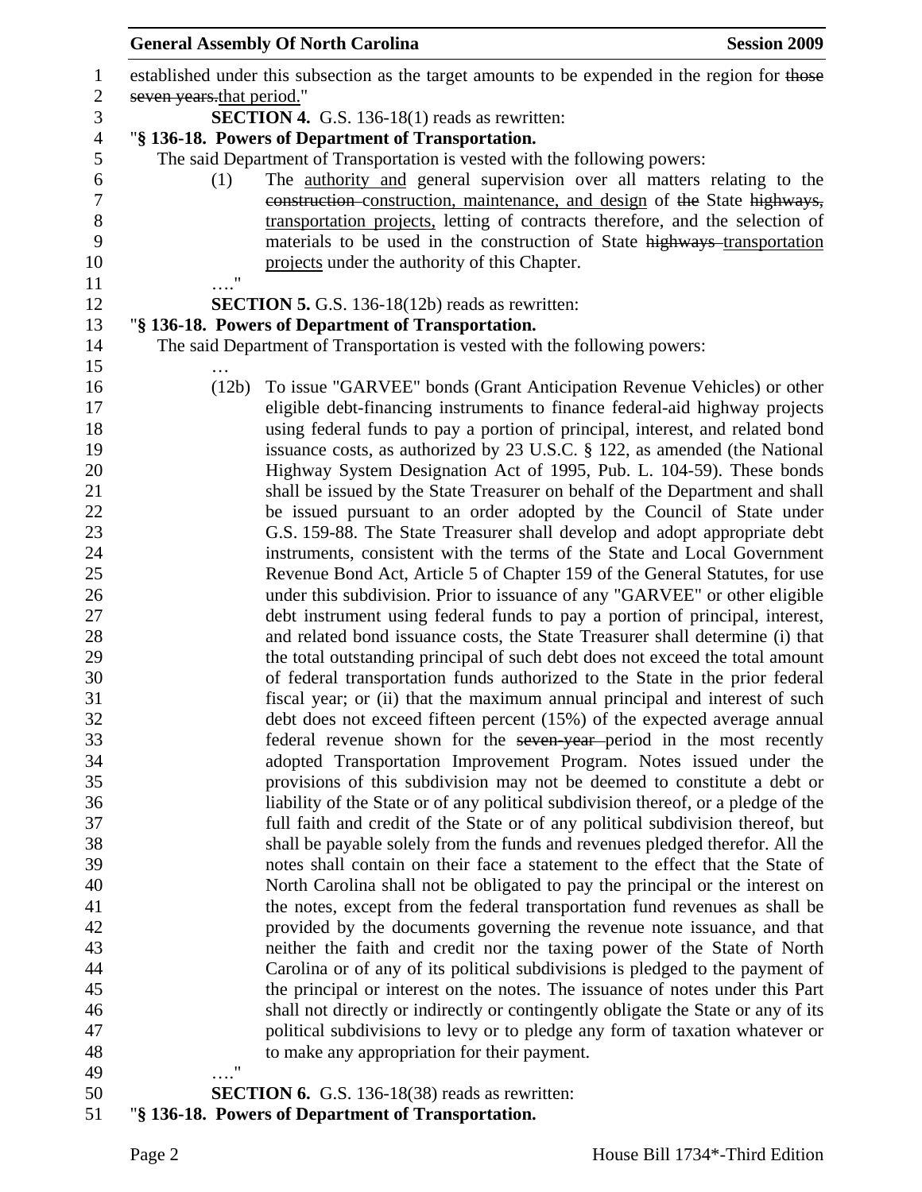established under this subsection as the target amounts to be expended in the region for ~~those seven years.~~that period."

**SECTION 4.** G.S. 136-18(1) reads as rewritten:

"**§ 136-18. Powers of Department of Transportation.**

The said Department of Transportation is vested with the following powers:

(1) The authority and general supervision over all matters relating to the ~~construction~~ construction, maintenance, and design of ~~the~~ State ~~highways,~~ transportation projects, letting of contracts therefore, and the selection of materials to be used in the construction of State ~~highways~~ transportation projects under the authority of this Chapter.

…."

**SECTION 5.** G.S. 136-18(12b) reads as rewritten:

"**§ 136-18. Powers of Department of Transportation.**

The said Department of Transportation is vested with the following powers:

…

(12b) To issue "GARVEE" bonds (Grant Anticipation Revenue Vehicles) or other eligible debt-financing instruments to finance federal-aid highway projects using federal funds to pay a portion of principal, interest, and related bond issuance costs, as authorized by 23 U.S.C. § 122, as amended (the National Highway System Designation Act of 1995, Pub. L. 104-59). These bonds shall be issued by the State Treasurer on behalf of the Department and shall be issued pursuant to an order adopted by the Council of State under G.S. 159-88. The State Treasurer shall develop and adopt appropriate debt instruments, consistent with the terms of the State and Local Government Revenue Bond Act, Article 5 of Chapter 159 of the General Statutes, for use under this subdivision. Prior to issuance of any "GARVEE" or other eligible debt instrument using federal funds to pay a portion of principal, interest, and related bond issuance costs, the State Treasurer shall determine (i) that the total outstanding principal of such debt does not exceed the total amount of federal transportation funds authorized to the State in the prior federal fiscal year; or (ii) that the maximum annual principal and interest of such debt does not exceed fifteen percent (15%) of the expected average annual federal revenue shown for the ~~seven-year~~ period in the most recently adopted Transportation Improvement Program. Notes issued under the provisions of this subdivision may not be deemed to constitute a debt or liability of the State or of any political subdivision thereof, or a pledge of the full faith and credit of the State or of any political subdivision thereof, but shall be payable solely from the funds and revenues pledged therefor. All the notes shall contain on their face a statement to the effect that the State of North Carolina shall not be obligated to pay the principal or the interest on the notes, except from the federal transportation fund revenues as shall be provided by the documents governing the revenue note issuance, and that neither the faith and credit nor the taxing power of the State of North Carolina or of any of its political subdivisions is pledged to the payment of the principal or interest on the notes. The issuance of notes under this Part shall not directly or indirectly or contingently obligate the State or any of its political subdivisions to levy or to pledge any form of taxation whatever or to make any appropriation for their payment.

…."

**SECTION 6.** G.S. 136-18(38) reads as rewritten:

"**§ 136-18. Powers of Department of Transportation.**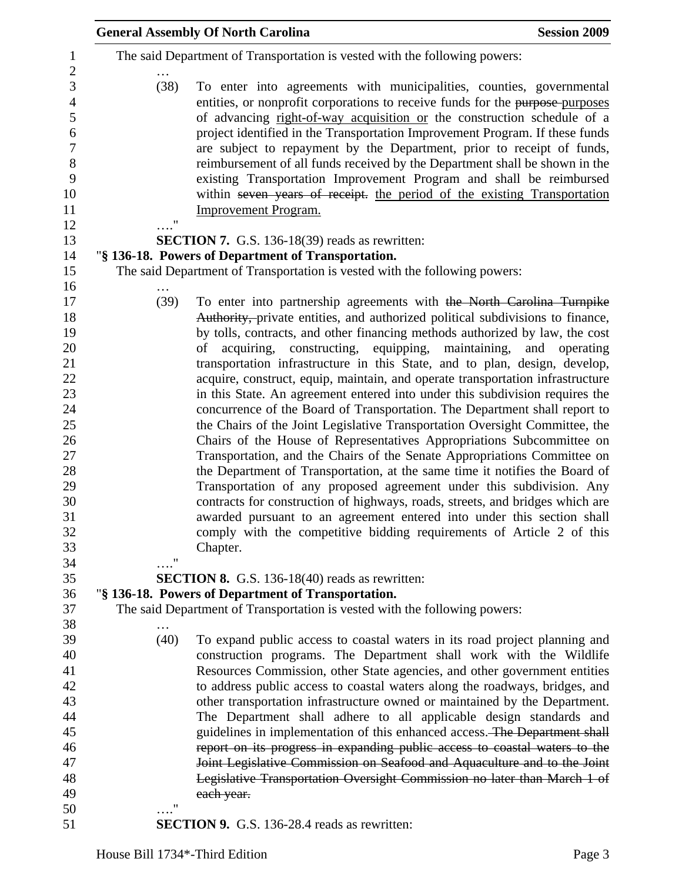The said Department of Transportation is vested with the following powers:

…

(38) To enter into agreements with municipalities, counties, governmental entities, or nonprofit corporations to receive funds for the ~~purpose~~ purposes of advancing right-of-way acquisition or the construction schedule of a project identified in the Transportation Improvement Program. If these funds are subject to repayment by the Department, prior to receipt of funds, reimbursement of all funds received by the Department shall be shown in the existing Transportation Improvement Program and shall be reimbursed within ~~seven years of receipt.~~ the period of the existing Transportation Improvement Program.

…."

**SECTION 7.** G.S. 136-18(39) reads as rewritten:

"**§ 136-18. Powers of Department of Transportation.**

The said Department of Transportation is vested with the following powers:

…

(39) To enter into partnership agreements with ~~the North Carolina Turnpike Authority,~~ private entities, and authorized political subdivisions to finance, by tolls, contracts, and other financing methods authorized by law, the cost of acquiring, constructing, equipping, maintaining, and operating transportation infrastructure in this State, and to plan, design, develop, acquire, construct, equip, maintain, and operate transportation infrastructure in this State. An agreement entered into under this subdivision requires the concurrence of the Board of Transportation. The Department shall report to the Chairs of the Joint Legislative Transportation Oversight Committee, the Chairs of the House of Representatives Appropriations Subcommittee on Transportation, and the Chairs of the Senate Appropriations Committee on the Department of Transportation, at the same time it notifies the Board of Transportation of any proposed agreement under this subdivision. Any contracts for construction of highways, roads, streets, and bridges which are awarded pursuant to an agreement entered into under this section shall comply with the competitive bidding requirements of Article 2 of this Chapter.

…."

**SECTION 8.** G.S. 136-18(40) reads as rewritten:

"**§ 136-18. Powers of Department of Transportation.**

The said Department of Transportation is vested with the following powers:

…

(40) To expand public access to coastal waters in its road project planning and construction programs. The Department shall work with the Wildlife Resources Commission, other State agencies, and other government entities to address public access to coastal waters along the roadways, bridges, and other transportation infrastructure owned or maintained by the Department. The Department shall adhere to all applicable design standards and guidelines in implementation of this enhanced access. ~~The Department shall report on its progress in expanding public access to coastal waters to the Joint Legislative Commission on Seafood and Aquaculture and to the Joint Legislative Transportation Oversight Commission no later than March 1 of each year.~~

…."

**SECTION 9.** G.S. 136-28.4 reads as rewritten: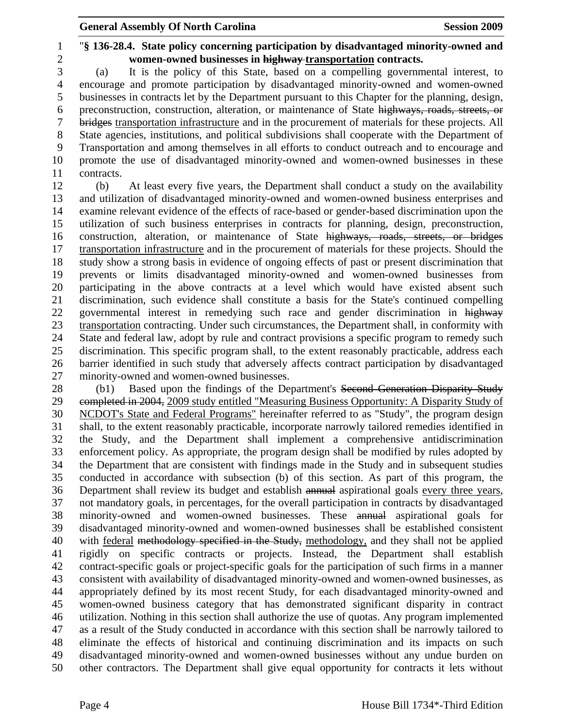"**§ 136-28.4. State policy concerning participation by disadvantaged minority-owned and women-owned businesses in ~~highway~~ transportation contracts.**

(a) It is the policy of this State, based on a compelling governmental interest, to encourage and promote participation by disadvantaged minority-owned and women-owned businesses in contracts let by the Department pursuant to this Chapter for the planning, design, preconstruction, construction, alteration, or maintenance of State ~~highways, roads, streets, or bridges~~ transportation infrastructure and in the procurement of materials for these projects. All State agencies, institutions, and political subdivisions shall cooperate with the Department of Transportation and among themselves in all efforts to conduct outreach and to encourage and promote the use of disadvantaged minority-owned and women-owned businesses in these contracts.

(b) At least every five years, the Department shall conduct a study on the availability and utilization of disadvantaged minority-owned and women-owned business enterprises and examine relevant evidence of the effects of race-based or gender-based discrimination upon the utilization of such business enterprises in contracts for planning, design, preconstruction, construction, alteration, or maintenance of State ~~highways, roads, streets, or bridges~~ transportation infrastructure and in the procurement of materials for these projects. Should the study show a strong basis in evidence of ongoing effects of past or present discrimination that prevents or limits disadvantaged minority-owned and women-owned businesses from participating in the above contracts at a level which would have existed absent such discrimination, such evidence shall constitute a basis for the State's continued compelling governmental interest in remedying such race and gender discrimination in ~~highway~~ transportation contracting. Under such circumstances, the Department shall, in conformity with State and federal law, adopt by rule and contract provisions a specific program to remedy such discrimination. This specific program shall, to the extent reasonably practicable, address each barrier identified in such study that adversely affects contract participation by disadvantaged minority-owned and women-owned businesses.

(b1) Based upon the findings of the Department's ~~Second Generation Disparity Study completed in 2004,~~ 2009 study entitled "Measuring Business Opportunity: A Disparity Study of NCDOT's State and Federal Programs" hereinafter referred to as "Study", the program design shall, to the extent reasonably practicable, incorporate narrowly tailored remedies identified in the Study, and the Department shall implement a comprehensive antidiscrimination enforcement policy. As appropriate, the program design shall be modified by rules adopted by the Department that are consistent with findings made in the Study and in subsequent studies conducted in accordance with subsection (b) of this section. As part of this program, the Department shall review its budget and establish ~~annual~~ aspirational goals every three years, not mandatory goals, in percentages, for the overall participation in contracts by disadvantaged minority-owned and women-owned businesses. These ~~annual~~ aspirational goals for disadvantaged minority-owned and women-owned businesses shall be established consistent with federal ~~methodology specified in the Study,~~ methodology, and they shall not be applied rigidly on specific contracts or projects. Instead, the Department shall establish contract-specific goals or project-specific goals for the participation of such firms in a manner consistent with availability of disadvantaged minority-owned and women-owned businesses, as appropriately defined by its most recent Study, for each disadvantaged minority-owned and women-owned business category that has demonstrated significant disparity in contract utilization. Nothing in this section shall authorize the use of quotas. Any program implemented as a result of the Study conducted in accordance with this section shall be narrowly tailored to eliminate the effects of historical and continuing discrimination and its impacts on such disadvantaged minority-owned and women-owned businesses without any undue burden on other contractors. The Department shall give equal opportunity for contracts it lets without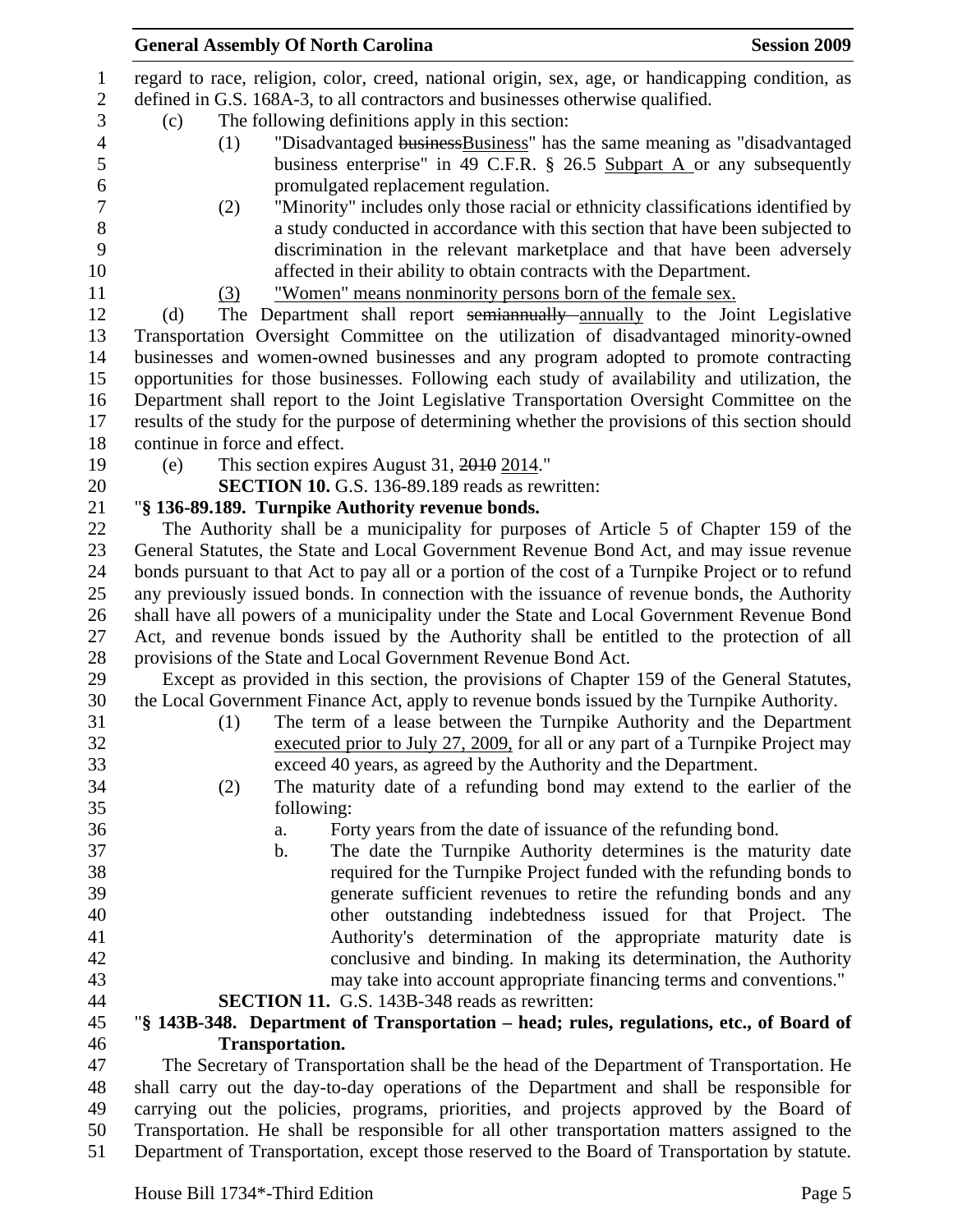regard to race, religion, color, creed, national origin, sex, age, or handicapping condition, as defined in G.S. 168A-3, to all contractors and businesses otherwise qualified.

(c) The following definitions apply in this section:

(1) "Disadvantaged ~~business~~Business" has the same meaning as "disadvantaged business enterprise" in 49 C.F.R. § 26.5 Subpart A or any subsequently promulgated replacement regulation.

(2) "Minority" includes only those racial or ethnicity classifications identified by a study conducted in accordance with this section that have been subjected to discrimination in the relevant marketplace and that have been adversely affected in their ability to obtain contracts with the Department.

(3) "Women" means nonminority persons born of the female sex.

(d) The Department shall report ~~semiannually~~ annually to the Joint Legislative Transportation Oversight Committee on the utilization of disadvantaged minority-owned businesses and women-owned businesses and any program adopted to promote contracting opportunities for those businesses. Following each study of availability and utilization, the Department shall report to the Joint Legislative Transportation Oversight Committee on the results of the study for the purpose of determining whether the provisions of this section should continue in force and effect.

(e) This section expires August 31, ~~2010~~ 2014."

**SECTION 10.** G.S. 136-89.189 reads as rewritten:

"**§ 136-89.189. Turnpike Authority revenue bonds.**

The Authority shall be a municipality for purposes of Article 5 of Chapter 159 of the General Statutes, the State and Local Government Revenue Bond Act, and may issue revenue bonds pursuant to that Act to pay all or a portion of the cost of a Turnpike Project or to refund any previously issued bonds. In connection with the issuance of revenue bonds, the Authority shall have all powers of a municipality under the State and Local Government Revenue Bond Act, and revenue bonds issued by the Authority shall be entitled to the protection of all provisions of the State and Local Government Revenue Bond Act.

Except as provided in this section, the provisions of Chapter 159 of the General Statutes, the Local Government Finance Act, apply to revenue bonds issued by the Turnpike Authority.

(1) The term of a lease between the Turnpike Authority and the Department executed prior to July 27, 2009, for all or any part of a Turnpike Project may exceed 40 years, as agreed by the Authority and the Department.

(2) The maturity date of a refunding bond may extend to the earlier of the following:

a. Forty years from the date of issuance of the refunding bond.

b. The date the Turnpike Authority determines is the maturity date required for the Turnpike Project funded with the refunding bonds to generate sufficient revenues to retire the refunding bonds and any other outstanding indebtedness issued for that Project. The Authority's determination of the appropriate maturity date is conclusive and binding. In making its determination, the Authority may take into account appropriate financing terms and conventions."

**SECTION 11.** G.S. 143B-348 reads as rewritten:

"**§ 143B-348. Department of Transportation – head; rules, regulations, etc., of Board of Transportation.**

The Secretary of Transportation shall be the head of the Department of Transportation. He shall carry out the day-to-day operations of the Department and shall be responsible for carrying out the policies, programs, priorities, and projects approved by the Board of Transportation. He shall be responsible for all other transportation matters assigned to the Department of Transportation, except those reserved to the Board of Transportation by statute.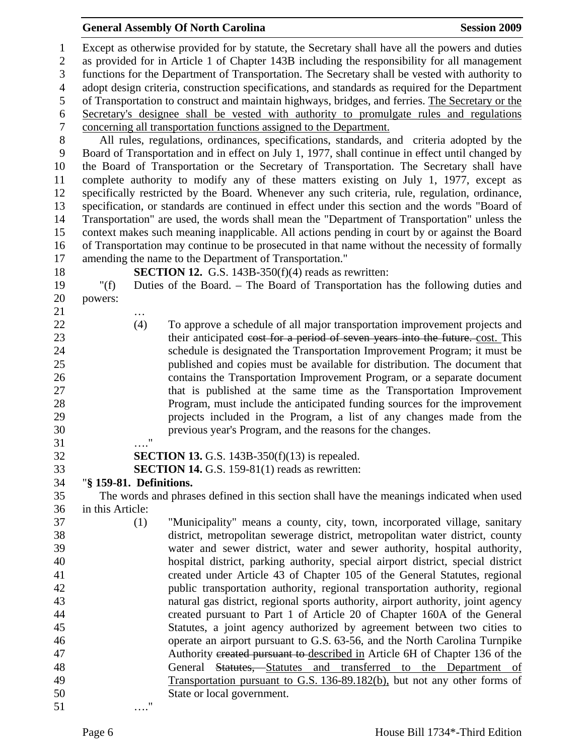Except as otherwise provided for by statute, the Secretary shall have all the powers and duties as provided for in Article 1 of Chapter 143B including the responsibility for all management functions for the Department of Transportation. The Secretary shall be vested with authority to adopt design criteria, construction specifications, and standards as required for the Department of Transportation to construct and maintain highways, bridges, and ferries. <u>The Secretary or the Secretary's designee shall be vested with authority to promulgate rules and regulations concerning all transportation functions assigned to the Department.</u>

All rules, regulations, ordinances, specifications, standards, and criteria adopted by the Board of Transportation and in effect on July 1, 1977, shall continue in effect until changed by the Board of Transportation or the Secretary of Transportation. The Secretary shall have complete authority to modify any of these matters existing on July 1, 1977, except as specifically restricted by the Board. Whenever any such criteria, rule, regulation, ordinance, specification, or standards are continued in effect under this section and the words "Board of Transportation" are used, the words shall mean the "Department of Transportation" unless the context makes such meaning inapplicable. All actions pending in court by or against the Board of Transportation may continue to be prosecuted in that name without the necessity of formally amending the name to the Department of Transportation."

**SECTION 12.** G.S. 143B-350(f)(4) reads as rewritten:

"(f) Duties of the Board. – The Board of Transportation has the following duties and powers:

…

(4) To approve a schedule of all major transportation improvement projects and their anticipated ~~cost for a period of seven years into the future.~~ <u>cost.</u> This schedule is designated the Transportation Improvement Program; it must be published and copies must be available for distribution. The document that contains the Transportation Improvement Program, or a separate document that is published at the same time as the Transportation Improvement Program, must include the anticipated funding sources for the improvement projects included in the Program, a list of any changes made from the previous year's Program, and the reasons for the changes.

…."

**SECTION 13.** G.S. 143B-350(f)(13) is repealed.

**SECTION 14.** G.S. 159-81(1) reads as rewritten:

"**§ 159-81. Definitions.**

The words and phrases defined in this section shall have the meanings indicated when used in this Article:

(1) "Municipality" means a county, city, town, incorporated village, sanitary district, metropolitan sewerage district, metropolitan water district, county water and sewer district, water and sewer authority, hospital authority, hospital district, parking authority, special airport district, special district created under Article 43 of Chapter 105 of the General Statutes, regional public transportation authority, regional transportation authority, regional natural gas district, regional sports authority, airport authority, joint agency created pursuant to Part 1 of Article 20 of Chapter 160A of the General Statutes, a joint agency authorized by agreement between two cities to operate an airport pursuant to G.S. 63-56, and the North Carolina Turnpike Authority ~~created pursuant to~~ <u>described in</u> Article 6H of Chapter 136 of the General ~~Statutes,~~ <u>Statutes and transferred to the Department of Transportation pursuant to G.S. 136-89.182(b),</u> but not any other forms of State or local government.

…."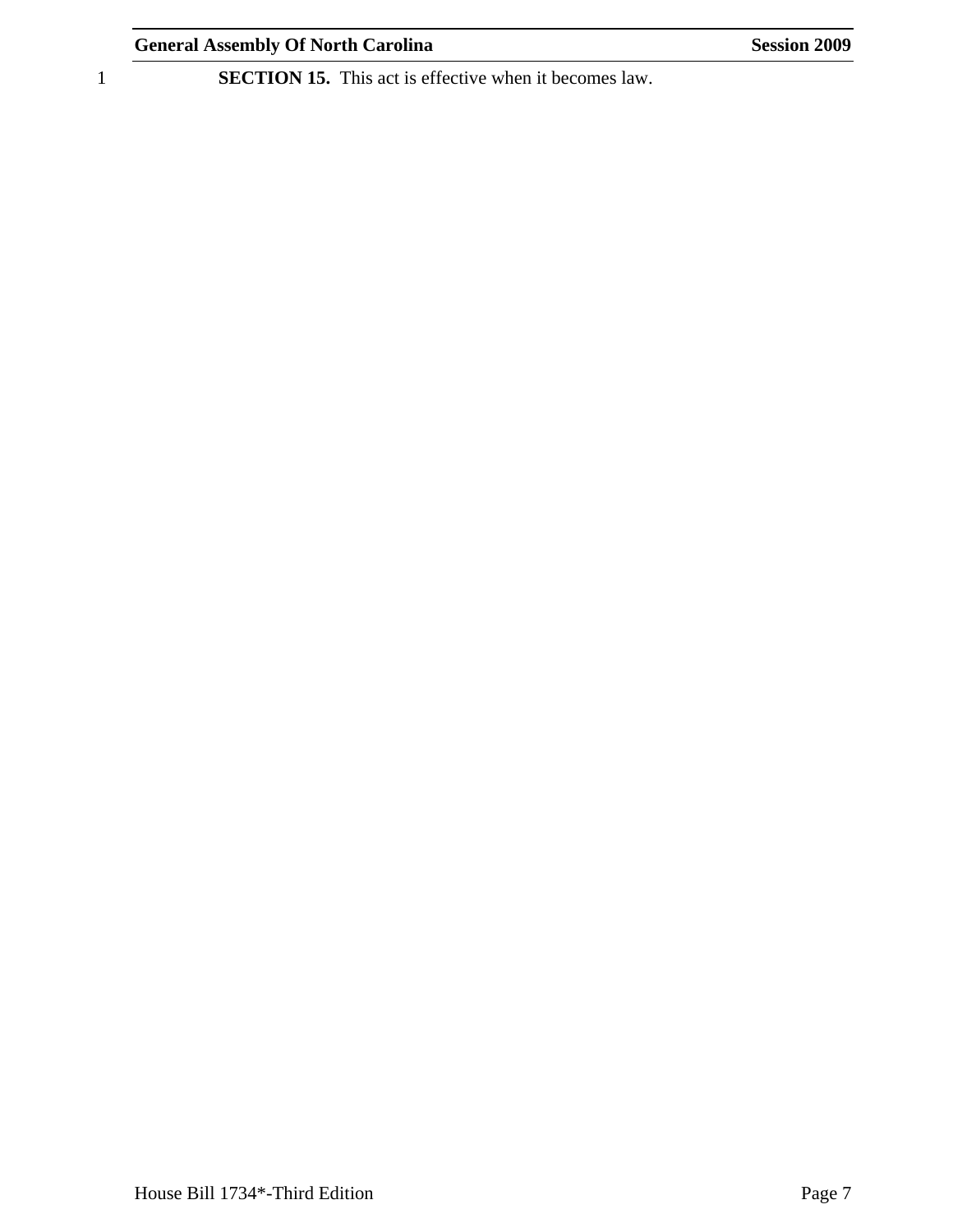**SECTION 15.** This act is effective when it becomes law.